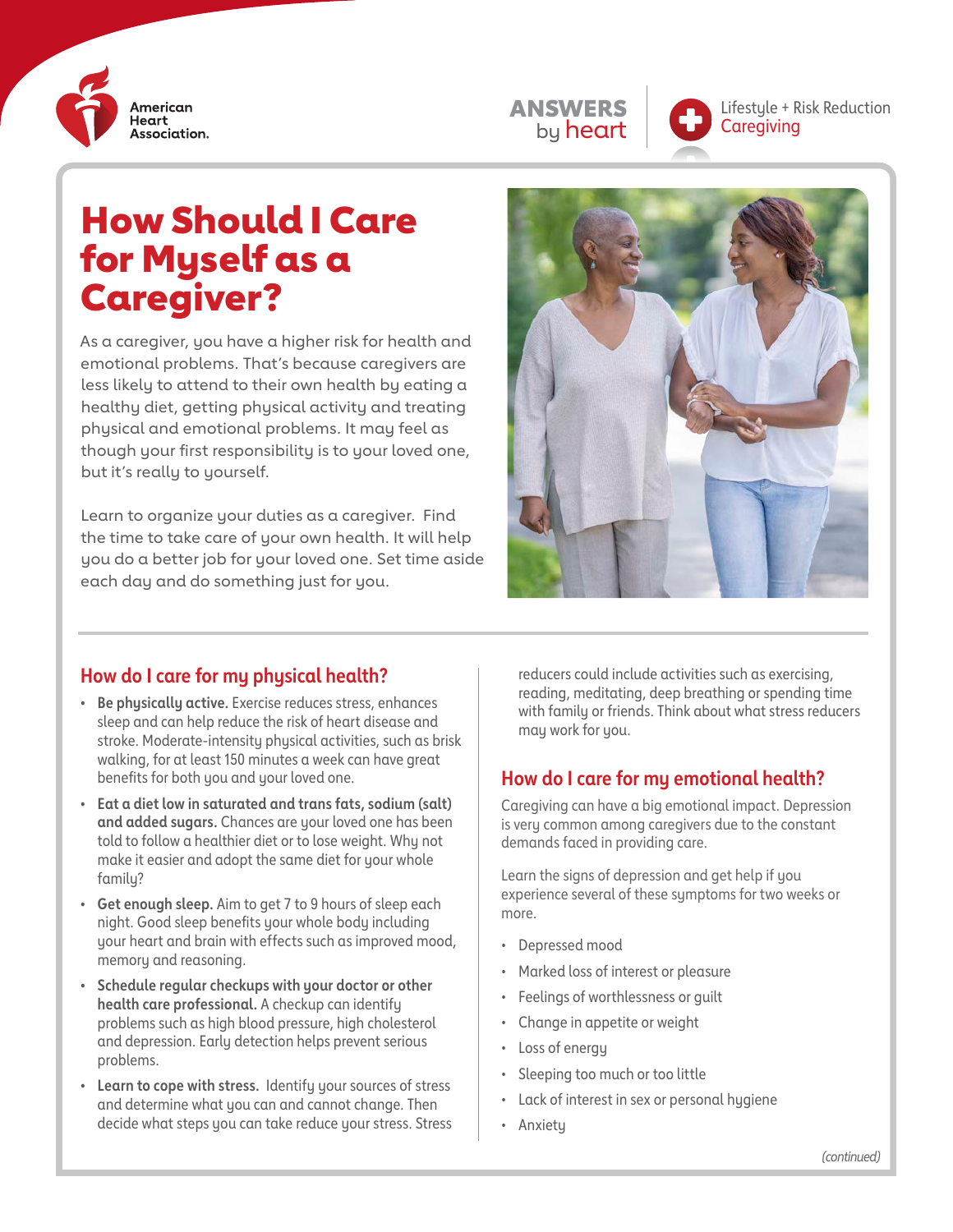American Heart Association.

ANSWERS by heart

Lifestyle + Risk Reduction
Caregiving

# How Should I Care for Myself as a Caregiver?

As a caregiver, you have a higher risk for health and emotional problems. That's because caregivers are less likely to attend to their own health by eating a healthy diet, getting physical activity and treating physical and emotional problems. It may feel as though your first responsibility is to your loved one, but it's really to yourself.

Learn to organize your duties as a caregiver. Find the time to take care of your own health. It will help you do a better job for your loved one. Set time aside each day and do something just for you.

## How do I care for my physical health?

- **Be physically active.** Exercise reduces stress, enhances sleep and can help reduce the risk of heart disease and stroke. Moderate-intensity physical activities, such as brisk walking, for at least 150 minutes a week can have great benefits for both you and your loved one.
- **Eat a diet low in saturated and trans fats, sodium (salt) and added sugars.** Chances are your loved one has been told to follow a healthier diet or to lose weight. Why not make it easier and adopt the same diet for your whole family?
- **Get enough sleep.** Aim to get 7 to 9 hours of sleep each night. Good sleep benefits your whole body including your heart and brain with effects such as improved mood, memory and reasoning.
- **Schedule regular checkups with your doctor or other health care professional.** A checkup can identify problems such as high blood pressure, high cholesterol and depression. Early detection helps prevent serious problems.
- **Learn to cope with stress.** Identify your sources of stress and determine what you can and cannot change. Then decide what steps you can take reduce your stress. Stress reducers could include activities such as exercising, reading, meditating, deep breathing or spending time with family or friends. Think about what stress reducers may work for you.

## How do I care for my emotional health?

Caregiving can have a big emotional impact. Depression is very common among caregivers due to the constant demands faced in providing care.

Learn the signs of depression and get help if you experience several of these symptoms for two weeks or more.

- Depressed mood
- Marked loss of interest or pleasure
- Feelings of worthlessness or guilt
- Change in appetite or weight
- Loss of energy
- Sleeping too much or too little
- Lack of interest in sex or personal hygiene
- Anxiety

*(continued)*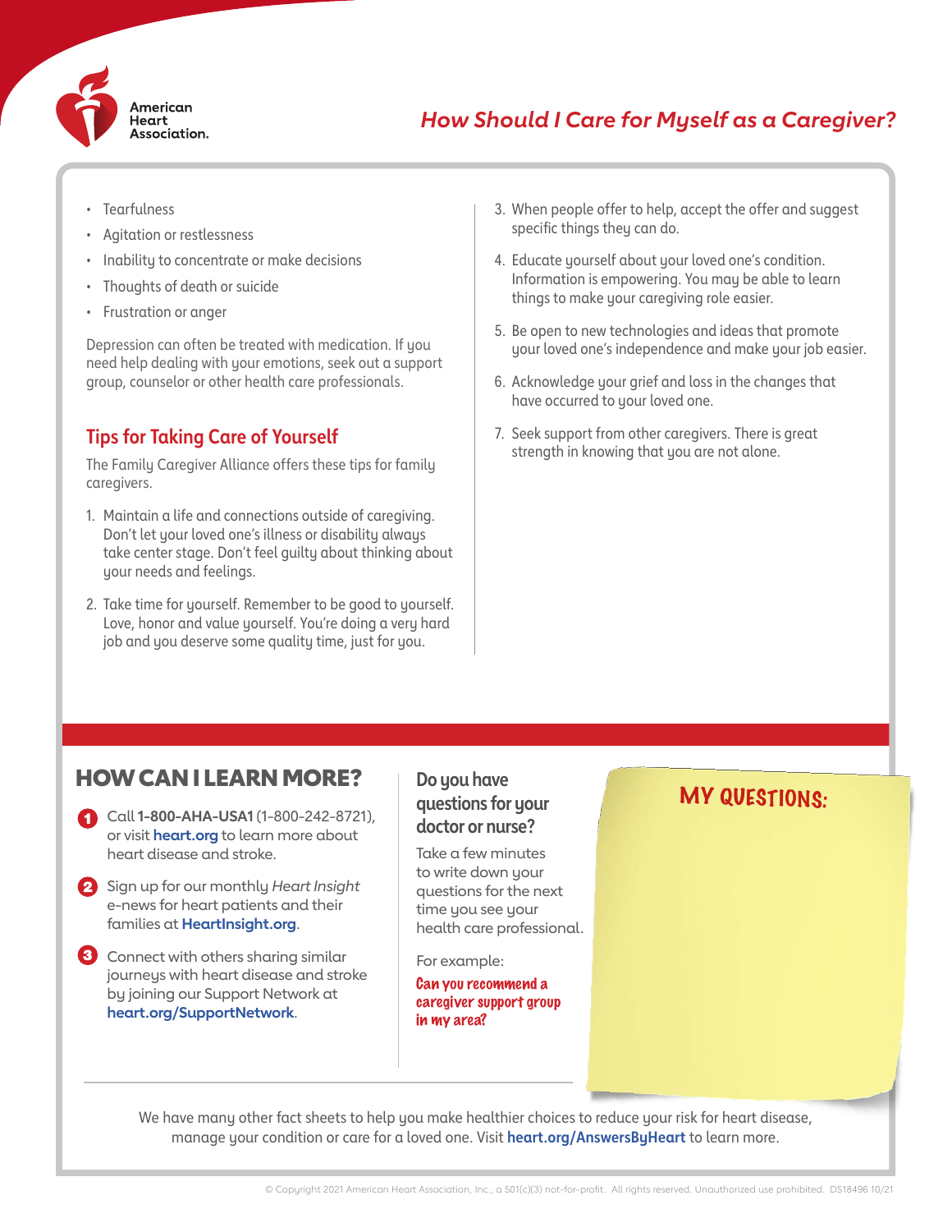- Tearfulness
- Agitation or restlessness
- Inability to concentrate or make decisions
- Thoughts of death or suicide
- Frustration or anger

Depression can often be treated with medication. If you need help dealing with your emotions, seek out a support group, counselor or other health care professionals.

## Tips for Taking Care of Yourself

The Family Caregiver Alliance offers these tips for family caregivers.

1. Maintain a life and connections outside of caregiving. Don't let your loved one's illness or disability always take center stage. Don't feel guilty about thinking about your needs and feelings.
2. Take time for yourself. Remember to be good to yourself. Love, honor and value yourself. You're doing a very hard job and you deserve some quality time, just for you.
3. When people offer to help, accept the offer and suggest specific things they can do.
4. Educate yourself about your loved one's condition. Information is empowering. You may be able to learn things to make your caregiving role easier.
5. Be open to new technologies and ideas that promote your loved one's independence and make your job easier.
6. Acknowledge your grief and loss in the changes that have occurred to your loved one.
7. Seek support from other caregivers. There is great strength in knowing that you are not alone.

## HOW CAN I LEARN MORE?

1. Call **1-800-AHA-USA1** (1-800-242-8721), or visit **heart.org** to learn more about heart disease and stroke.
2. Sign up for our monthly *Heart Insight* e-news for heart patients and their families at **HeartInsight.org**.
3. Connect with others sharing similar journeys with heart disease and stroke by joining our Support Network at **heart.org/SupportNetwork**.

### Do you have questions for your doctor or nurse?

Take a few minutes to write down your questions for the next time you see your health care professional.

For example:

*Can you recommend a caregiver support group in my area?*

### MY QUESTIONS:

We have many other fact sheets to help you make healthier choices to reduce your risk for heart disease, manage your condition or care for a loved one. Visit **heart.org/AnswersByHeart** to learn more.

© Copyright 2021 American Heart Association, Inc., a 501(c)(3) not-for-profit. All rights reserved. Unauthorized use prohibited. DS18496 10/21